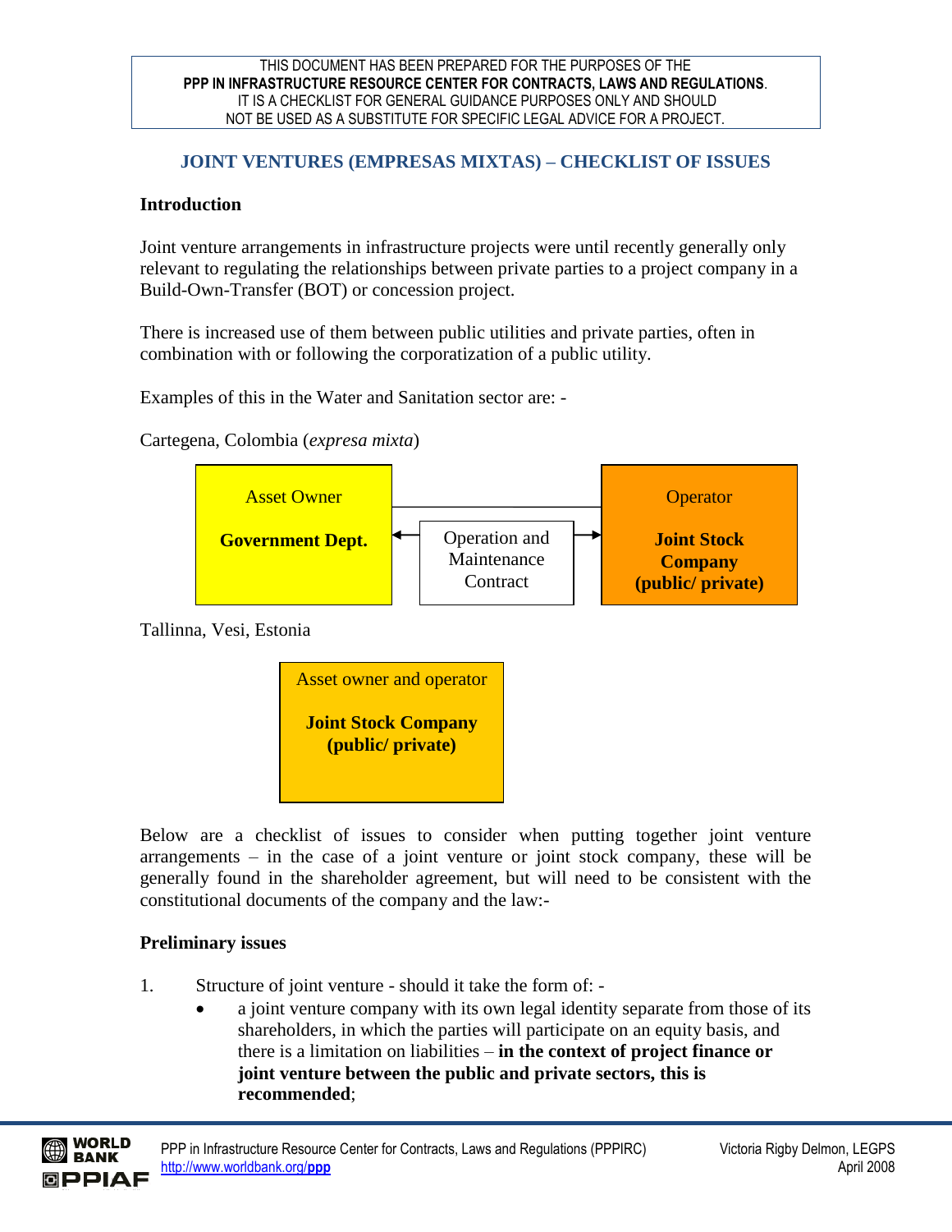THIS DOCUMENT HAS BEEN PREPARED FOR THE PURPOSES OF THE **PPP IN INFRASTRUCTURE RESOURCE CENTER FOR CONTRACTS, LAWS AND REGULATIONS**. IT IS A CHECKLIST FOR GENERAL GUIDANCE PURPOSES ONLY AND SHOULD NOT BE USED AS A SUBSTITUTE FOR SPECIFIC LEGAL ADVICE FOR A PROJECT.

# JOINT VENTURES (EMPRESAS MIXTAS) – CHECKLIST OF ISSUES

## Introduction

Joint venture arrangements in infrastructure projects were until recently generally only relevant to regulating the relationships between private parties to a project company in a Build-Own-Transfer (BOT) or concession project.

There is increased use of them between public utilities and private parties, often in combination with or following the corporatization of a public utility.

Examples of this in the Water and Sanitation sector are: -

Cartegena, Colombia (*expresa mixta*)

| Asset Owner | | Operator |
|---|---|---|
| **Government Dept.** | ← Operation and Maintenance Contract → | **Joint Stock Company (public/ private)** |

Tallinna, Vesi, Estonia

| Asset owner and operator |
|---|
| **Joint Stock Company (public/ private)** |

Below are a checklist of issues to consider when putting together joint venture arrangements – in the case of a joint venture or joint stock company, these will be generally found in the shareholder agreement, but will need to be consistent with the constitutional documents of the company and the law:-

## Preliminary issues

1. Structure of joint venture - should it take the form of: -
   - a joint venture company with its own legal identity separate from those of its shareholders, in which the parties will participate on an equity basis, and there is a limitation on liabilities – **in the context of project finance or joint venture between the public and private sectors, this is recommended**;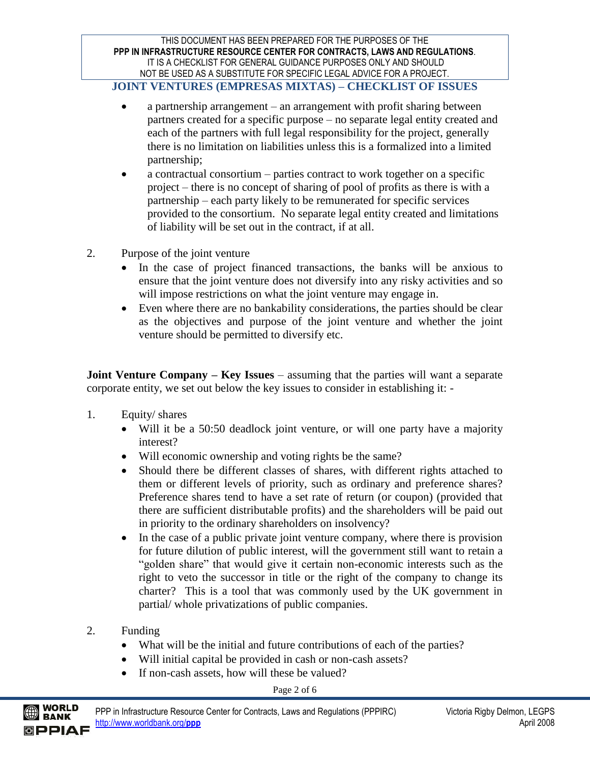- a partnership arrangement – an arrangement with profit sharing between partners created for a specific purpose – no separate legal entity created and each of the partners with full legal responsibility for the project, generally there is no limitation on liabilities unless this is a formalized into a limited partnership;
- a contractual consortium – parties contract to work together on a specific project – there is no concept of sharing of pool of profits as there is with a partnership – each party likely to be remunerated for specific services provided to the consortium. No separate legal entity created and limitations of liability will be set out in the contract, if at all.

2. Purpose of the joint venture
   - In the case of project financed transactions, the banks will be anxious to ensure that the joint venture does not diversify into any risky activities and so will impose restrictions on what the joint venture may engage in.
   - Even where there are no bankability considerations, the parties should be clear as the objectives and purpose of the joint venture and whether the joint venture should be permitted to diversify etc.

**Joint Venture Company – Key Issues** – assuming that the parties will want a separate corporate entity, we set out below the key issues to consider in establishing it: -

1. Equity/ shares
   - Will it be a 50:50 deadlock joint venture, or will one party have a majority interest?
   - Will economic ownership and voting rights be the same?
   - Should there be different classes of shares, with different rights attached to them or different levels of priority, such as ordinary and preference shares? Preference shares tend to have a set rate of return (or coupon) (provided that there are sufficient distributable profits) and the shareholders will be paid out in priority to the ordinary shareholders on insolvency?
   - In the case of a public private joint venture company, where there is provision for future dilution of public interest, will the government still want to retain a "golden share" that would give it certain non-economic interests such as the right to veto the successor in title or the right of the company to change its charter? This is a tool that was commonly used by the UK government in partial/ whole privatizations of public companies.

2. Funding
   - What will be the initial and future contributions of each of the parties?
   - Will initial capital be provided in cash or non-cash assets?
   - If non-cash assets, how will these be valued?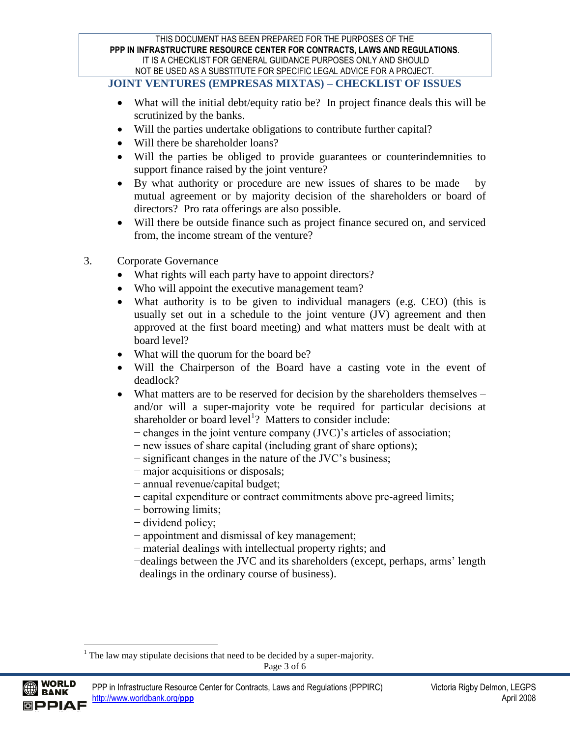- What will the initial debt/equity ratio be? In project finance deals this will be scrutinized by the banks.
- Will the parties undertake obligations to contribute further capital?
- Will there be shareholder loans?
- Will the parties be obliged to provide guarantees or counterindemnities to support finance raised by the joint venture?
- By what authority or procedure are new issues of shares to be made – by mutual agreement or by majority decision of the shareholders or board of directors? Pro rata offerings are also possible.
- Will there be outside finance such as project finance secured on, and serviced from, the income stream of the venture?

3. Corporate Governance

- What rights will each party have to appoint directors?
- Who will appoint the executive management team?
- What authority is to be given to individual managers (e.g. CEO) (this is usually set out in a schedule to the joint venture (JV) agreement and then approved at the first board meeting) and what matters must be dealt with at board level?
- What will the quorum for the board be?
- Will the Chairperson of the Board have a casting vote in the event of deadlock?
- What matters are to be reserved for decision by the shareholders themselves – and/or will a super-majority vote be required for particular decisions at shareholder or board level[1]? Matters to consider include:
  - changes in the joint venture company (JVC)'s articles of association;
  - new issues of share capital (including grant of share options);
  - significant changes in the nature of the JVC's business;
  - major acquisitions or disposals;
  - annual revenue/capital budget;
  - capital expenditure or contract commitments above pre-agreed limits;
  - borrowing limits;
  - dividend policy;
  - appointment and dismissal of key management;
  - material dealings with intellectual property rights; and
  - dealings between the JVC and its shareholders (except, perhaps, arms' length dealings in the ordinary course of business).

[1] The law may stipulate decisions that need to be decided by a super-majority.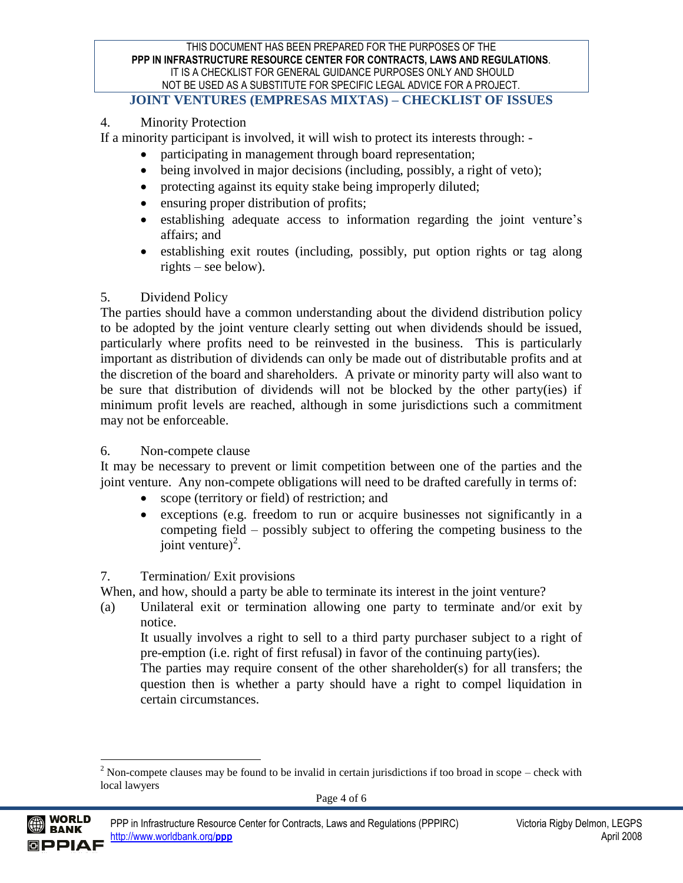4. Minority Protection

If a minority participant is involved, it will wish to protect its interests through: -

- participating in management through board representation;
- being involved in major decisions (including, possibly, a right of veto);
- protecting against its equity stake being improperly diluted;
- ensuring proper distribution of profits;
- establishing adequate access to information regarding the joint venture's affairs; and
- establishing exit routes (including, possibly, put option rights or tag along rights – see below).

5. Dividend Policy

The parties should have a common understanding about the dividend distribution policy to be adopted by the joint venture clearly setting out when dividends should be issued, particularly where profits need to be reinvested in the business. This is particularly important as distribution of dividends can only be made out of distributable profits and at the discretion of the board and shareholders. A private or minority party will also want to be sure that distribution of dividends will not be blocked by the other party(ies) if minimum profit levels are reached, although in some jurisdictions such a commitment may not be enforceable.

6. Non-compete clause

It may be necessary to prevent or limit competition between one of the parties and the joint venture. Any non-compete obligations will need to be drafted carefully in terms of:

- scope (territory or field) of restriction; and
- exceptions (e.g. freedom to run or acquire businesses not significantly in a competing field – possibly subject to offering the competing business to the joint venture)[2].

7. Termination/ Exit provisions

When, and how, should a party be able to terminate its interest in the joint venture?

(a) Unilateral exit or termination allowing one party to terminate and/or exit by notice.

It usually involves a right to sell to a third party purchaser subject to a right of pre-emption (i.e. right of first refusal) in favor of the continuing party(ies).

The parties may require consent of the other shareholder(s) for all transfers; the question then is whether a party should have a right to compel liquidation in certain circumstances.

[2] Non-compete clauses may be found to be invalid in certain jurisdictions if too broad in scope – check with local lawyers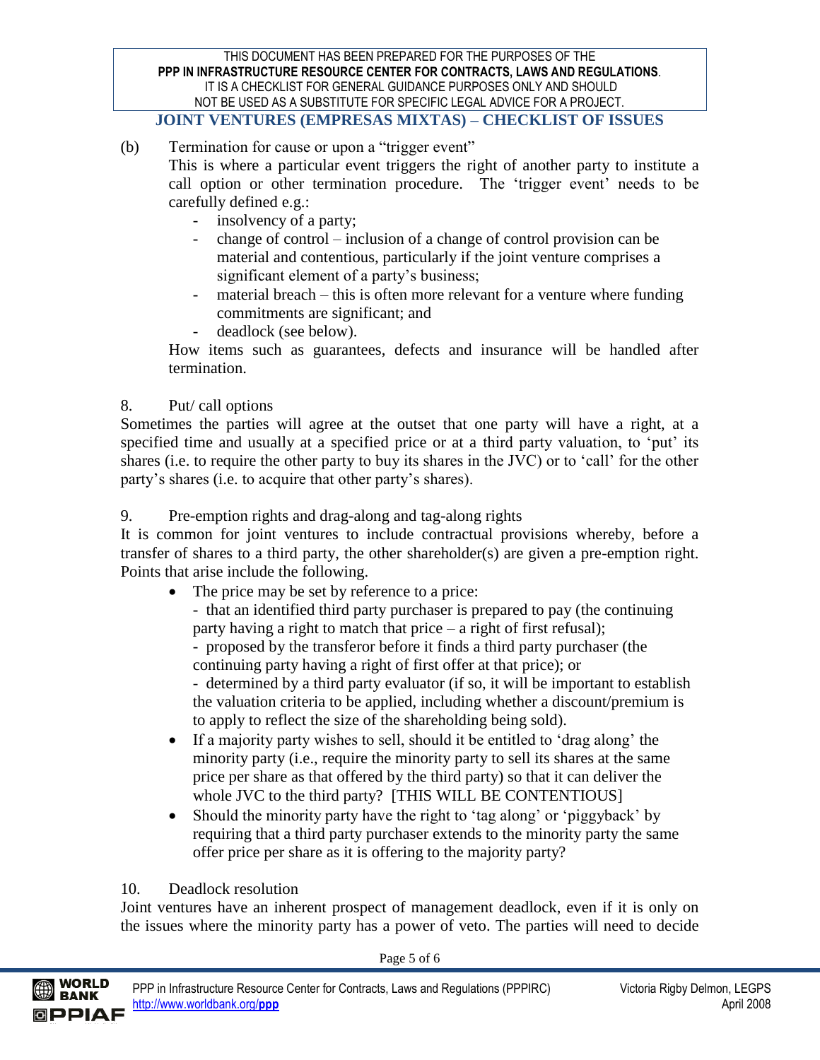(b) Termination for cause or upon a "trigger event"

This is where a particular event triggers the right of another party to institute a call option or other termination procedure. The 'trigger event' needs to be carefully defined e.g.:

- insolvency of a party;
- change of control – inclusion of a change of control provision can be material and contentious, particularly if the joint venture comprises a significant element of a party's business;
- material breach – this is often more relevant for a venture where funding commitments are significant; and
- deadlock (see below).

How items such as guarantees, defects and insurance will be handled after termination.

8. Put/ call options

Sometimes the parties will agree at the outset that one party will have a right, at a specified time and usually at a specified price or at a third party valuation, to 'put' its shares (i.e. to require the other party to buy its shares in the JVC) or to 'call' for the other party's shares (i.e. to acquire that other party's shares).

9. Pre-emption rights and drag-along and tag-along rights

It is common for joint ventures to include contractual provisions whereby, before a transfer of shares to a third party, the other shareholder(s) are given a pre-emption right. Points that arise include the following.

- The price may be set by reference to a price:
  - that an identified third party purchaser is prepared to pay (the continuing party having a right to match that price – a right of first refusal);
  - proposed by the transferor before it finds a third party purchaser (the continuing party having a right of first offer at that price); or
  - determined by a third party evaluator (if so, it will be important to establish the valuation criteria to be applied, including whether a discount/premium is to apply to reflect the size of the shareholding being sold).
- If a majority party wishes to sell, should it be entitled to 'drag along' the minority party (i.e., require the minority party to sell its shares at the same price per share as that offered by the third party) so that it can deliver the whole JVC to the third party? [THIS WILL BE CONTENTIOUS]
- Should the minority party have the right to 'tag along' or 'piggyback' by requiring that a third party purchaser extends to the minority party the same offer price per share as it is offering to the majority party?

10. Deadlock resolution

Joint ventures have an inherent prospect of management deadlock, even if it is only on the issues where the minority party has a power of veto. The parties will need to decide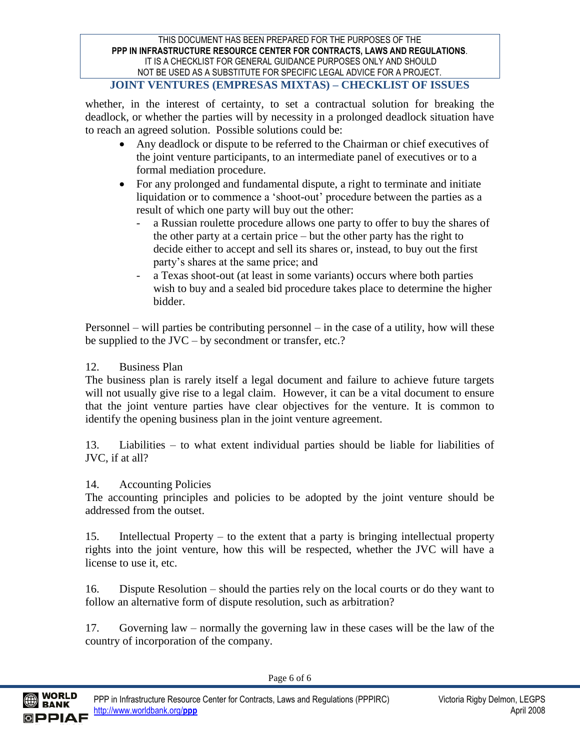whether, in the interest of certainty, to set a contractual solution for breaking the deadlock, or whether the parties will by necessity in a prolonged deadlock situation have to reach an agreed solution. Possible solutions could be:

- Any deadlock or dispute to be referred to the Chairman or chief executives of the joint venture participants, to an intermediate panel of executives or to a formal mediation procedure.
- For any prolonged and fundamental dispute, a right to terminate and initiate liquidation or to commence a 'shoot-out' procedure between the parties as a result of which one party will buy out the other:
  - a Russian roulette procedure allows one party to offer to buy the shares of the other party at a certain price – but the other party has the right to decide either to accept and sell its shares or, instead, to buy out the first party's shares at the same price; and
  - a Texas shoot-out (at least in some variants) occurs where both parties wish to buy and a sealed bid procedure takes place to determine the higher bidder.

Personnel – will parties be contributing personnel – in the case of a utility, how will these be supplied to the JVC – by secondment or transfer, etc.?

12. Business Plan

The business plan is rarely itself a legal document and failure to achieve future targets will not usually give rise to a legal claim. However, it can be a vital document to ensure that the joint venture parties have clear objectives for the venture. It is common to identify the opening business plan in the joint venture agreement.

13. Liabilities – to what extent individual parties should be liable for liabilities of JVC, if at all?

14. Accounting Policies

The accounting principles and policies to be adopted by the joint venture should be addressed from the outset.

15. Intellectual Property – to the extent that a party is bringing intellectual property rights into the joint venture, how this will be respected, whether the JVC will have a license to use it, etc.

16. Dispute Resolution – should the parties rely on the local courts or do they want to follow an alternative form of dispute resolution, such as arbitration?

17. Governing law – normally the governing law in these cases will be the law of the country of incorporation of the company.